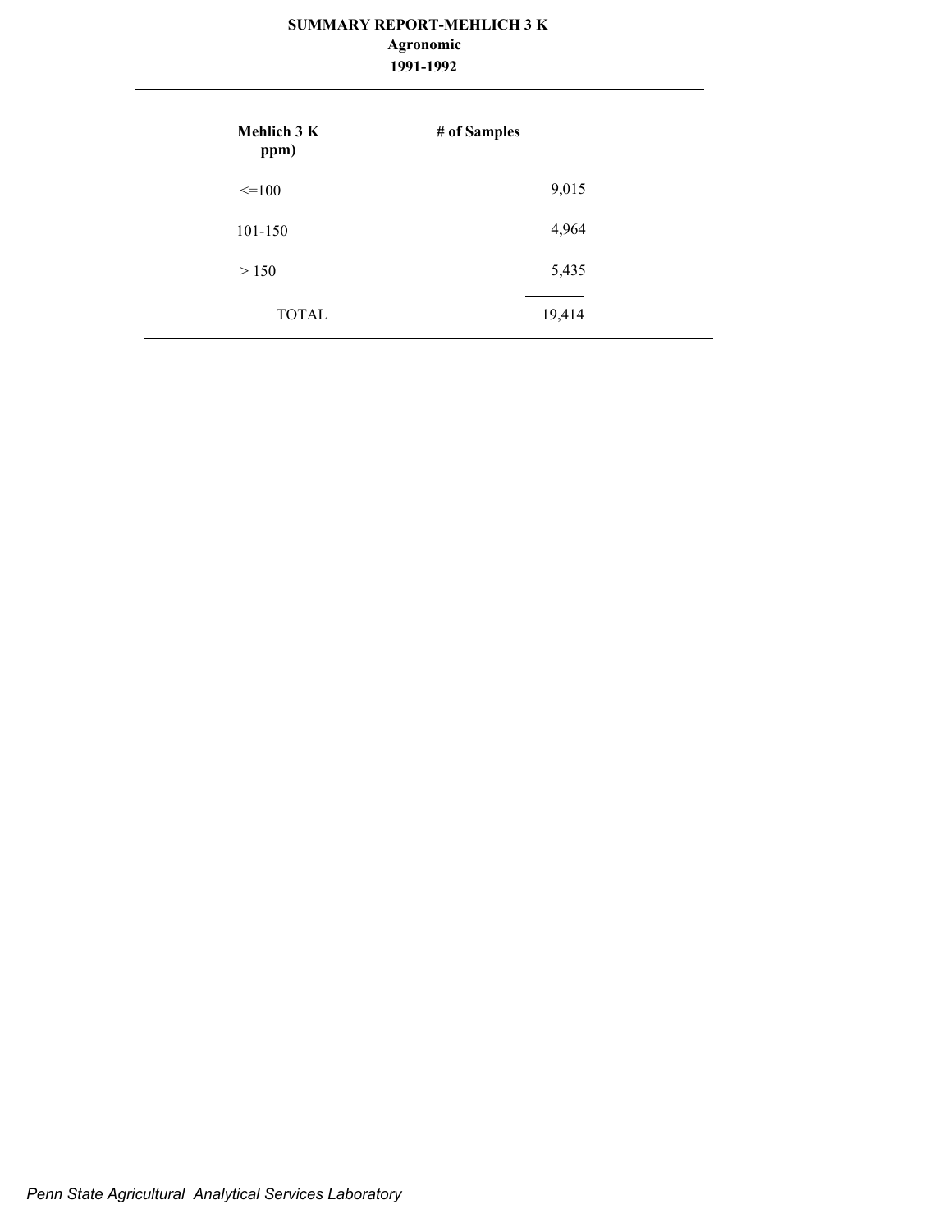# SUMMARY REPORT-MEHLICH 3 K

## Agronomic

## 1991-1992

| Mehlich 3 K ppm) | # of Samples |
|---|---|
| <=100 | 9,015 |
| 101-150 | 4,964 |
| > 150 | 5,435 |
| TOTAL | 19,414 |

*Penn State Agricultural Analytical Services Laboratory*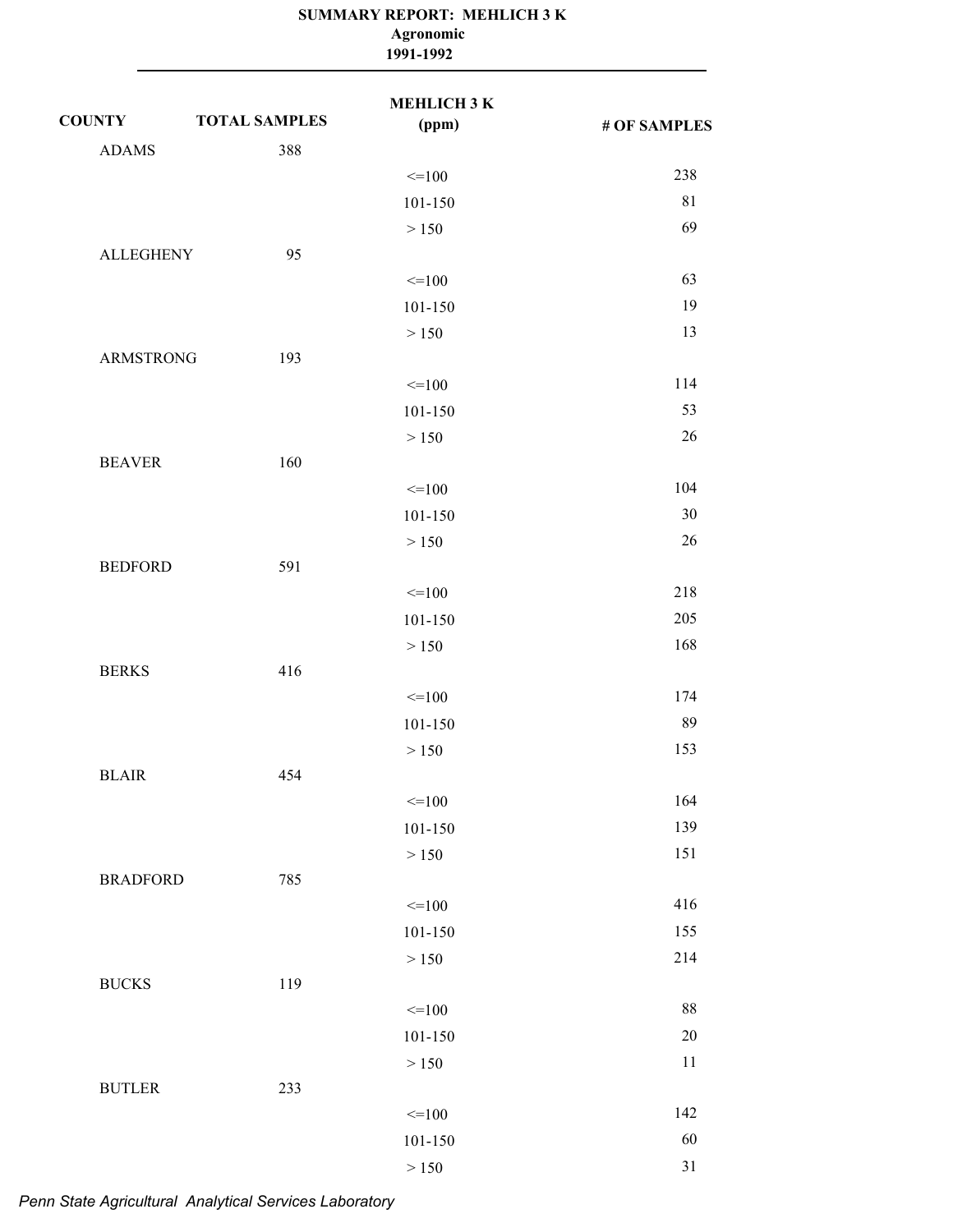**SUMMARY REPORT: MEHLICH 3 K**
**Agronomic**
**1991-1992**

| COUNTY | TOTAL SAMPLES | MEHLICH 3 K (ppm) | # OF SAMPLES |
|---|---|---|---|
| ADAMS | 388 | | |
| | | <=100 | 238 |
| | | 101-150 | 81 |
| | | > 150 | 69 |
| ALLEGHENY | 95 | | |
| | | <=100 | 63 |
| | | 101-150 | 19 |
| | | > 150 | 13 |
| ARMSTRONG | 193 | | |
| | | <=100 | 114 |
| | | 101-150 | 53 |
| | | > 150 | 26 |
| BEAVER | 160 | | |
| | | <=100 | 104 |
| | | 101-150 | 30 |
| | | > 150 | 26 |
| BEDFORD | 591 | | |
| | | <=100 | 218 |
| | | 101-150 | 205 |
| | | > 150 | 168 |
| BERKS | 416 | | |
| | | <=100 | 174 |
| | | 101-150 | 89 |
| | | > 150 | 153 |
| BLAIR | 454 | | |
| | | <=100 | 164 |
| | | 101-150 | 139 |
| | | > 150 | 151 |
| BRADFORD | 785 | | |
| | | <=100 | 416 |
| | | 101-150 | 155 |
| | | > 150 | 214 |
| BUCKS | 119 | | |
| | | <=100 | 88 |
| | | 101-150 | 20 |
| | | > 150 | 11 |
| BUTLER | 233 | | |
| | | <=100 | 142 |
| | | 101-150 | 60 |
| | | > 150 | 31 |

*Penn State Agricultural Analytical Services Laboratory*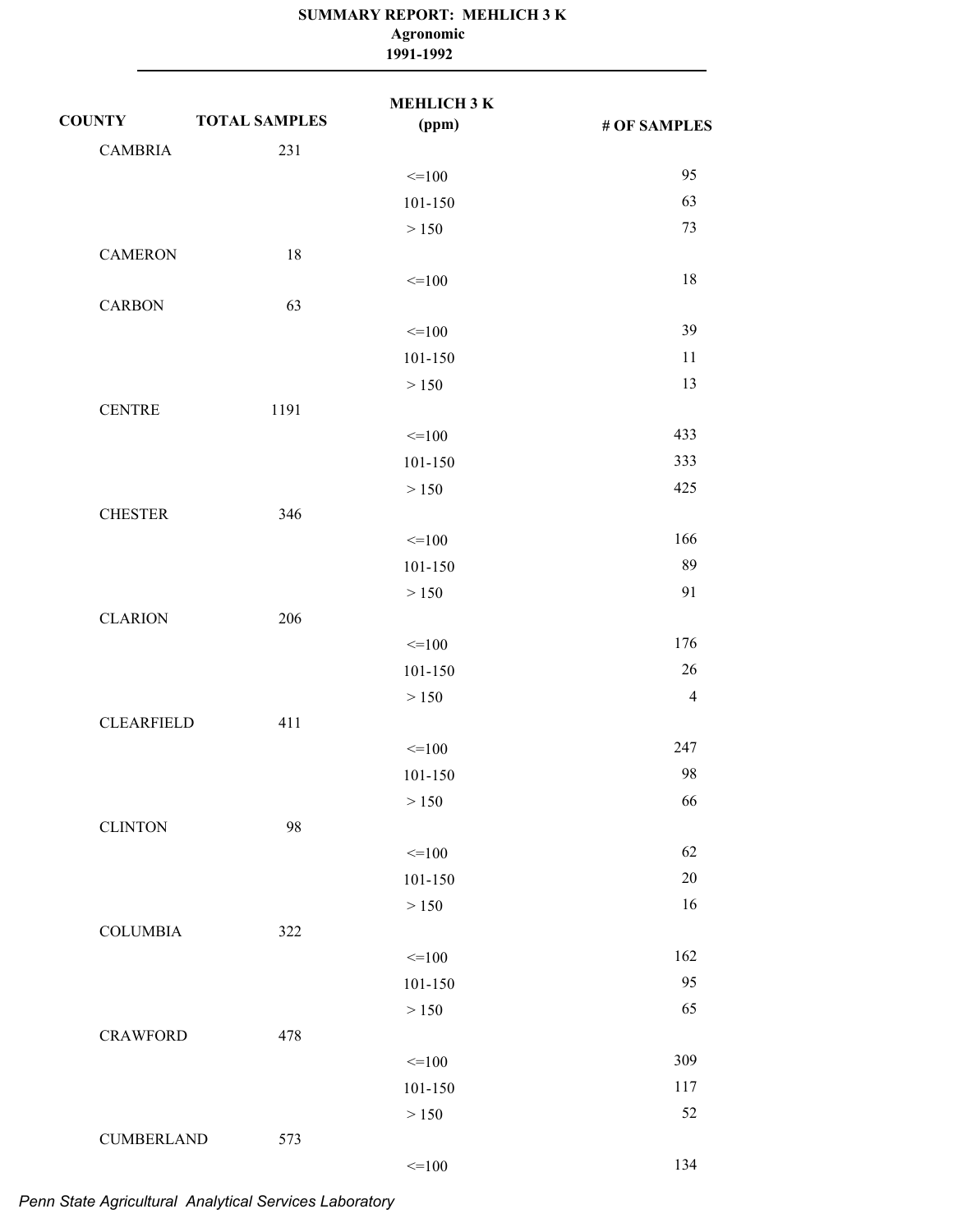**SUMMARY REPORT: MEHLICH 3 K**
**Agronomic**
**1991-1992**

| COUNTY | TOTAL SAMPLES | MEHLICH 3 K (ppm) | # OF SAMPLES |
|---|---|---|---|
| CAMBRIA | 231 | | |
| | | <=100 | 95 |
| | | 101-150 | 63 |
| | | > 150 | 73 |
| CAMERON | 18 | | |
| | | <=100 | 18 |
| CARBON | 63 | | |
| | | <=100 | 39 |
| | | 101-150 | 11 |
| | | > 150 | 13 |
| CENTRE | 1191 | | |
| | | <=100 | 433 |
| | | 101-150 | 333 |
| | | > 150 | 425 |
| CHESTER | 346 | | |
| | | <=100 | 166 |
| | | 101-150 | 89 |
| | | > 150 | 91 |
| CLARION | 206 | | |
| | | <=100 | 176 |
| | | 101-150 | 26 |
| | | > 150 | 4 |
| CLEARFIELD | 411 | | |
| | | <=100 | 247 |
| | | 101-150 | 98 |
| | | > 150 | 66 |
| CLINTON | 98 | | |
| | | <=100 | 62 |
| | | 101-150 | 20 |
| | | > 150 | 16 |
| COLUMBIA | 322 | | |
| | | <=100 | 162 |
| | | 101-150 | 95 |
| | | > 150 | 65 |
| CRAWFORD | 478 | | |
| | | <=100 | 309 |
| | | 101-150 | 117 |
| | | > 150 | 52 |
| CUMBERLAND | 573 | | |
| | | <=100 | 134 |

*Penn State Agricultural Analytical Services Laboratory*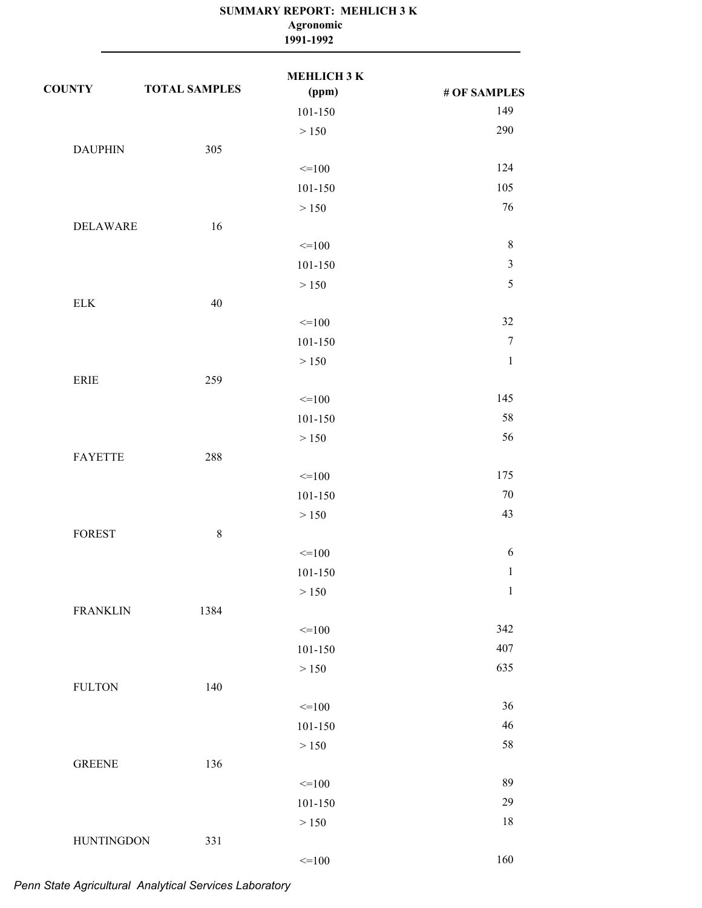**SUMMARY REPORT: MEHLICH 3 K**
**Agronomic**
**1991-1992**

| COUNTY | TOTAL SAMPLES | MEHLICH 3 K (ppm) | # OF SAMPLES |
|---|---|---|---|
| | | 101-150 | 149 |
| | | > 150 | 290 |
| DAUPHIN | 305 | | |
| | | <=100 | 124 |
| | | 101-150 | 105 |
| | | > 150 | 76 |
| DELAWARE | 16 | | |
| | | <=100 | 8 |
| | | 101-150 | 3 |
| | | > 150 | 5 |
| ELK | 40 | | |
| | | <=100 | 32 |
| | | 101-150 | 7 |
| | | > 150 | 1 |
| ERIE | 259 | | |
| | | <=100 | 145 |
| | | 101-150 | 58 |
| | | > 150 | 56 |
| FAYETTE | 288 | | |
| | | <=100 | 175 |
| | | 101-150 | 70 |
| | | > 150 | 43 |
| FOREST | 8 | | |
| | | <=100 | 6 |
| | | 101-150 | 1 |
| | | > 150 | 1 |
| FRANKLIN | 1384 | | |
| | | <=100 | 342 |
| | | 101-150 | 407 |
| | | > 150 | 635 |
| FULTON | 140 | | |
| | | <=100 | 36 |
| | | 101-150 | 46 |
| | | > 150 | 58 |
| GREENE | 136 | | |
| | | <=100 | 89 |
| | | 101-150 | 29 |
| | | > 150 | 18 |
| HUNTINGDON | 331 | | |
| | | <=100 | 160 |

*Penn State Agricultural Analytical Services Laboratory*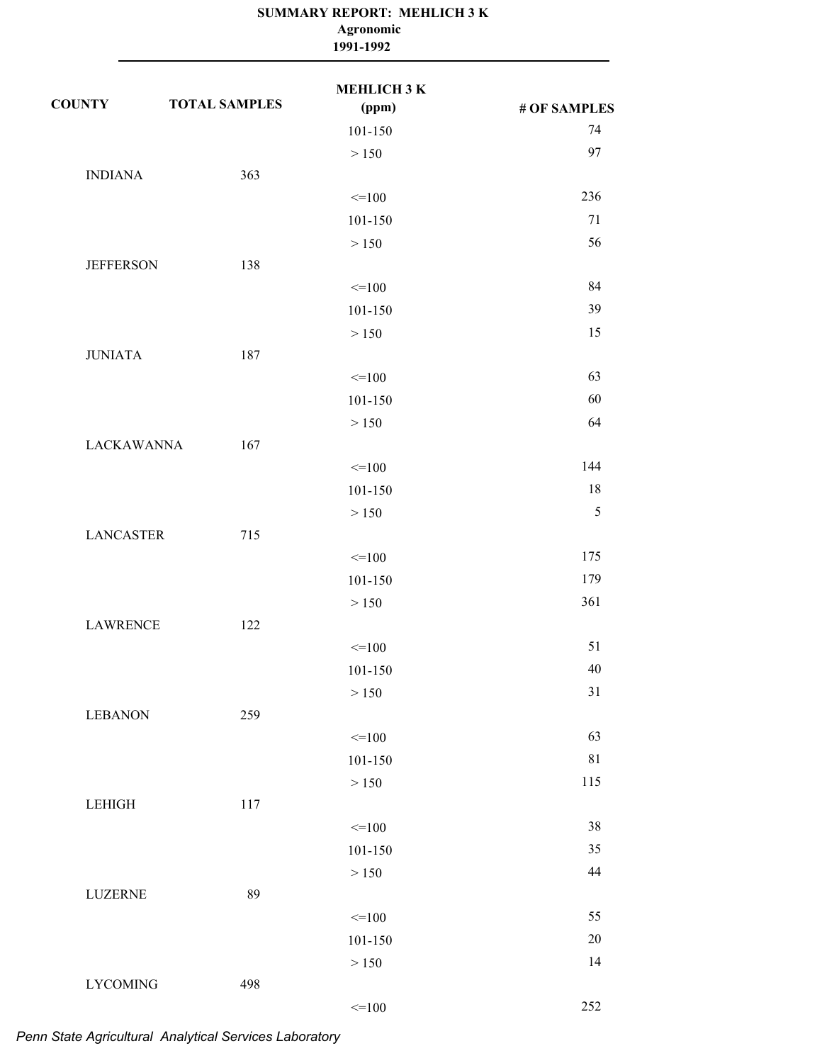# SUMMARY REPORT: MEHLICH 3 K

## Agronomic

## 1991-1992

| COUNTY | TOTAL SAMPLES | MEHLICH 3 K (ppm) | # OF SAMPLES |
|---|---|---|---|
| | | 101-150 | 74 |
| | | > 150 | 97 |
| INDIANA | 363 | | |
| | | <=100 | 236 |
| | | 101-150 | 71 |
| | | > 150 | 56 |
| JEFFERSON | 138 | | |
| | | <=100 | 84 |
| | | 101-150 | 39 |
| | | > 150 | 15 |
| JUNIATA | 187 | | |
| | | <=100 | 63 |
| | | 101-150 | 60 |
| | | > 150 | 64 |
| LACKAWANNA | 167 | | |
| | | <=100 | 144 |
| | | 101-150 | 18 |
| | | > 150 | 5 |
| LANCASTER | 715 | | |
| | | <=100 | 175 |
| | | 101-150 | 179 |
| | | > 150 | 361 |
| LAWRENCE | 122 | | |
| | | <=100 | 51 |
| | | 101-150 | 40 |
| | | > 150 | 31 |
| LEBANON | 259 | | |
| | | <=100 | 63 |
| | | 101-150 | 81 |
| | | > 150 | 115 |
| LEHIGH | 117 | | |
| | | <=100 | 38 |
| | | 101-150 | 35 |
| | | > 150 | 44 |
| LUZERNE | 89 | | |
| | | <=100 | 55 |
| | | 101-150 | 20 |
| | | > 150 | 14 |
| LYCOMING | 498 | | |
| | | <=100 | 252 |

*Penn State Agricultural Analytical Services Laboratory*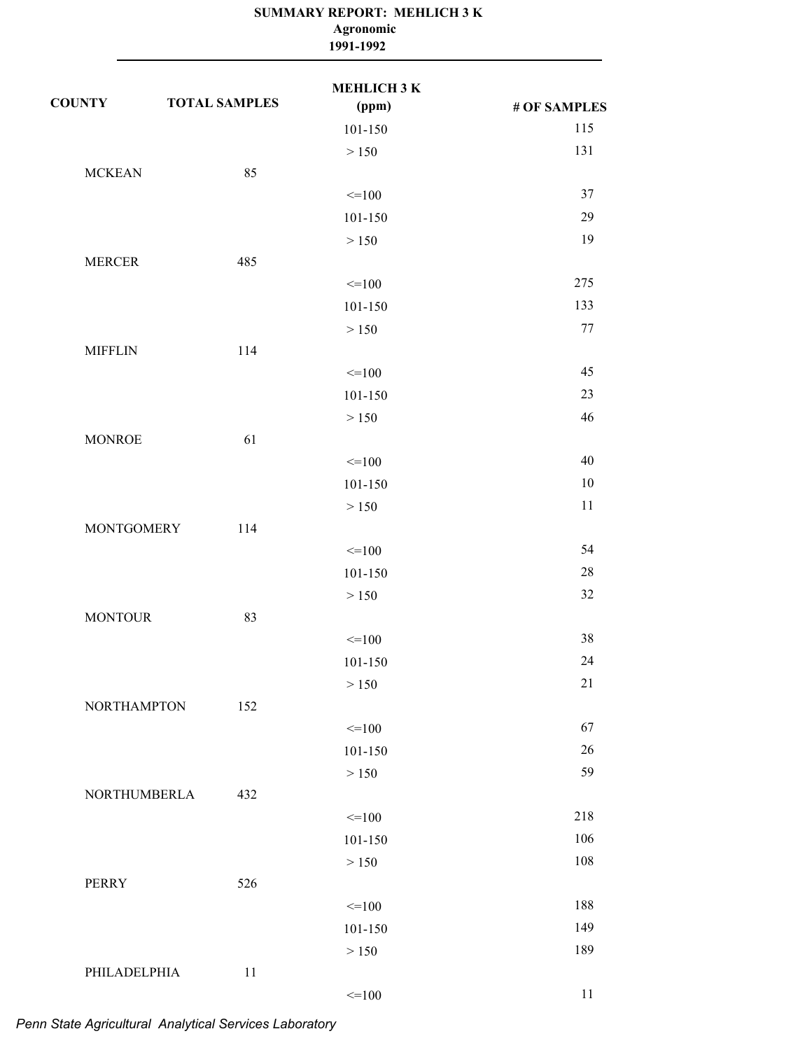**SUMMARY REPORT: MEHLICH 3 K**
**Agronomic**
**1991-1992**

| COUNTY | TOTAL SAMPLES | MEHLICH 3 K (ppm) | # OF SAMPLES |
|---|---|---|---|
| | | 101-150 | 115 |
| | | > 150 | 131 |
| MCKEAN | 85 | | |
| | | <=100 | 37 |
| | | 101-150 | 29 |
| | | > 150 | 19 |
| MERCER | 485 | | |
| | | <=100 | 275 |
| | | 101-150 | 133 |
| | | > 150 | 77 |
| MIFFLIN | 114 | | |
| | | <=100 | 45 |
| | | 101-150 | 23 |
| | | > 150 | 46 |
| MONROE | 61 | | |
| | | <=100 | 40 |
| | | 101-150 | 10 |
| | | > 150 | 11 |
| MONTGOMERY | 114 | | |
| | | <=100 | 54 |
| | | 101-150 | 28 |
| | | > 150 | 32 |
| MONTOUR | 83 | | |
| | | <=100 | 38 |
| | | 101-150 | 24 |
| | | > 150 | 21 |
| NORTHAMPTON | 152 | | |
| | | <=100 | 67 |
| | | 101-150 | 26 |
| | | > 150 | 59 |
| NORTHUMBERLA | 432 | | |
| | | <=100 | 218 |
| | | 101-150 | 106 |
| | | > 150 | 108 |
| PERRY | 526 | | |
| | | <=100 | 188 |
| | | 101-150 | 149 |
| | | > 150 | 189 |
| PHILADELPHIA | 11 | | |
| | | <=100 | 11 |

*Penn State Agricultural Analytical Services Laboratory*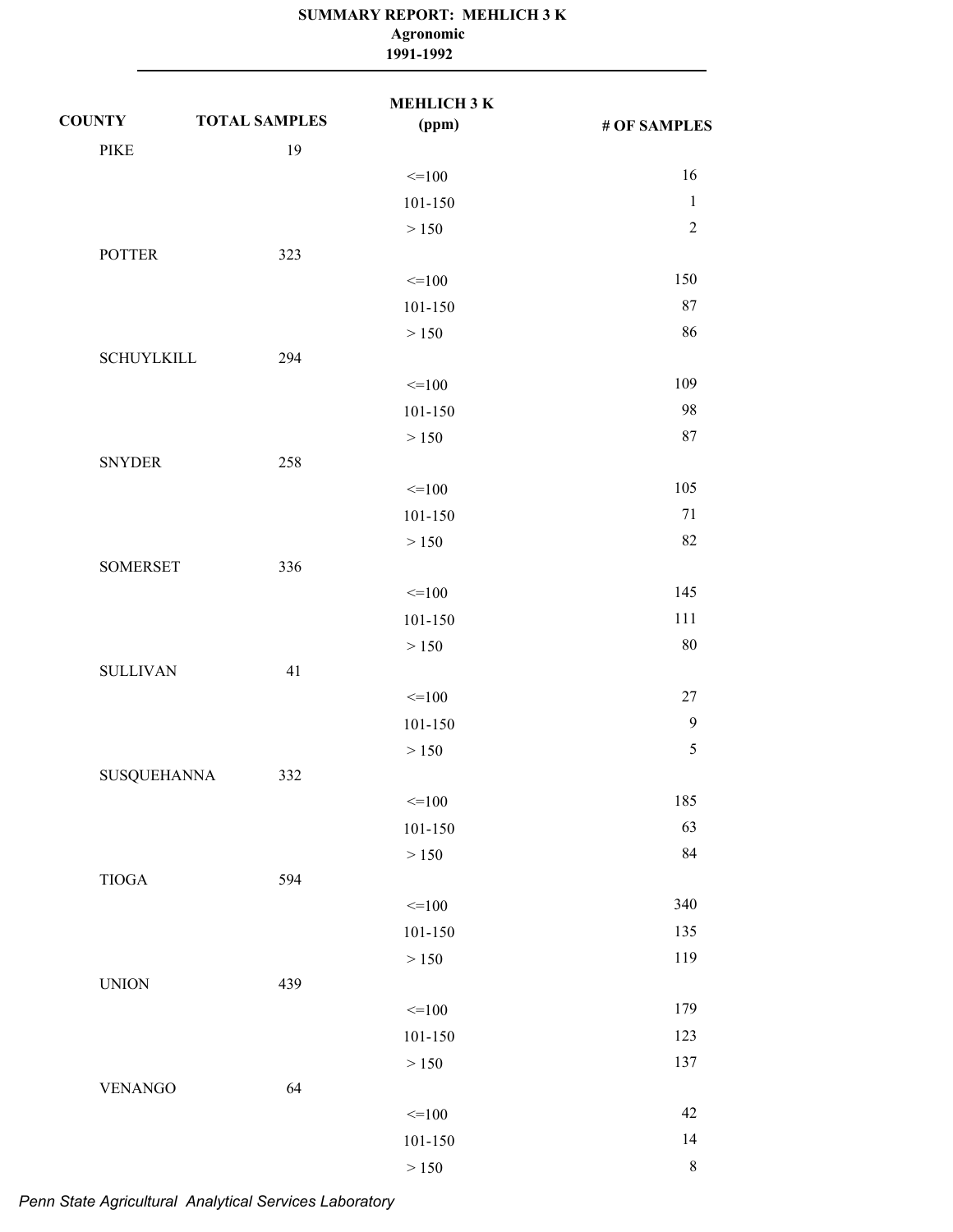**SUMMARY REPORT: MEHLICH 3 K**
**Agronomic**
**1991-1992**

| COUNTY | TOTAL SAMPLES | MEHLICH 3 K (ppm) | # OF SAMPLES |
|---|---|---|---|
| PIKE | 19 | | |
| | | <=100 | 16 |
| | | 101-150 | 1 |
| | | > 150 | 2 |
| POTTER | 323 | | |
| | | <=100 | 150 |
| | | 101-150 | 87 |
| | | > 150 | 86 |
| SCHUYLKILL | 294 | | |
| | | <=100 | 109 |
| | | 101-150 | 98 |
| | | > 150 | 87 |
| SNYDER | 258 | | |
| | | <=100 | 105 |
| | | 101-150 | 71 |
| | | > 150 | 82 |
| SOMERSET | 336 | | |
| | | <=100 | 145 |
| | | 101-150 | 111 |
| | | > 150 | 80 |
| SULLIVAN | 41 | | |
| | | <=100 | 27 |
| | | 101-150 | 9 |
| | | > 150 | 5 |
| SUSQUEHANNA | 332 | | |
| | | <=100 | 185 |
| | | 101-150 | 63 |
| | | > 150 | 84 |
| TIOGA | 594 | | |
| | | <=100 | 340 |
| | | 101-150 | 135 |
| | | > 150 | 119 |
| UNION | 439 | | |
| | | <=100 | 179 |
| | | 101-150 | 123 |
| | | > 150 | 137 |
| VENANGO | 64 | | |
| | | <=100 | 42 |
| | | 101-150 | 14 |
| | | > 150 | 8 |

*Penn State Agricultural Analytical Services Laboratory*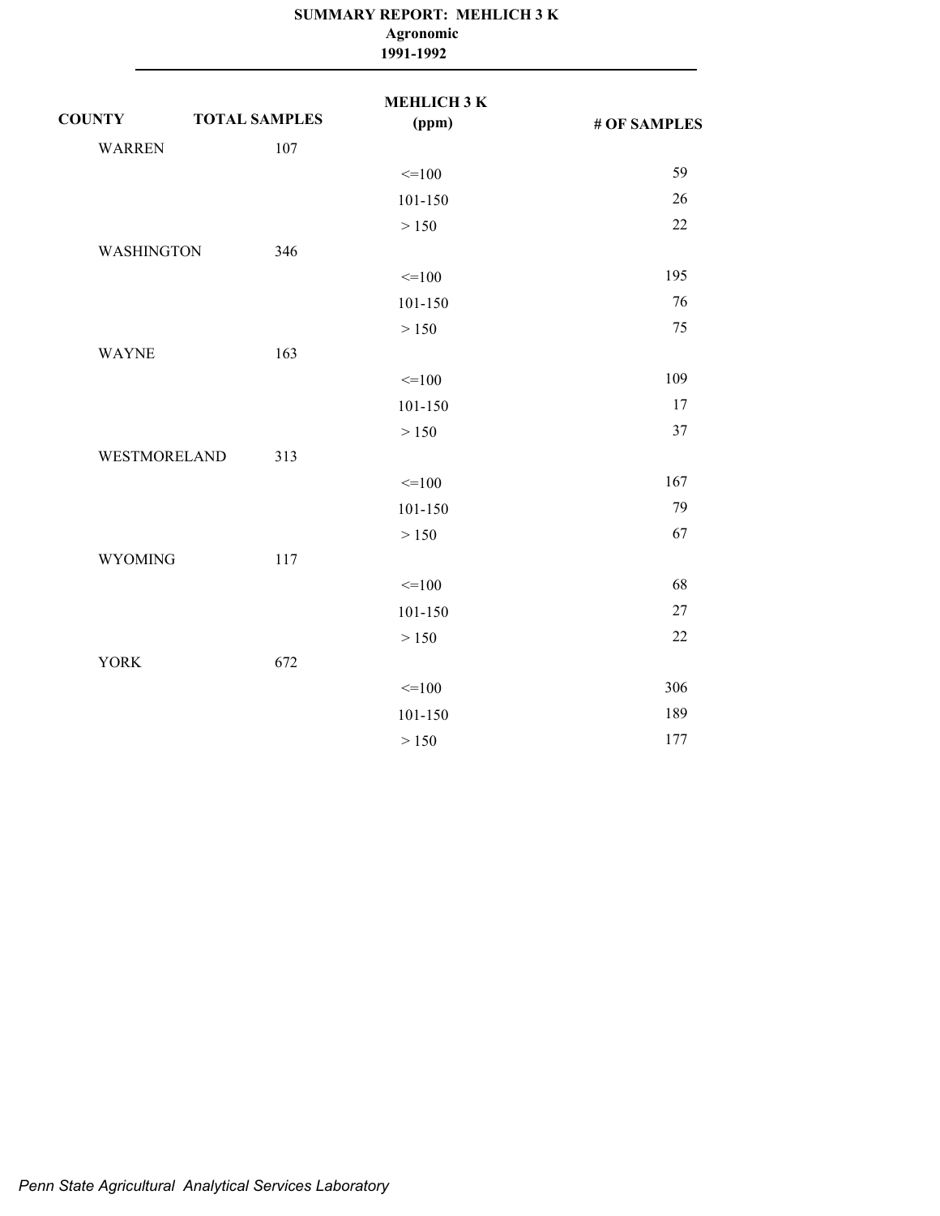**SUMMARY REPORT: MEHLICH 3 K**
**Agronomic**
**1991-1992**

| COUNTY | TOTAL SAMPLES | MEHLICH 3 K (ppm) | # OF SAMPLES |
|---|---|---|---|
| WARREN | 107 | | |
| | | <=100 | 59 |
| | | 101-150 | 26 |
| | | > 150 | 22 |
| WASHINGTON | 346 | | |
| | | <=100 | 195 |
| | | 101-150 | 76 |
| | | > 150 | 75 |
| WAYNE | 163 | | |
| | | <=100 | 109 |
| | | 101-150 | 17 |
| | | > 150 | 37 |
| WESTMORELAND | 313 | | |
| | | <=100 | 167 |
| | | 101-150 | 79 |
| | | > 150 | 67 |
| WYOMING | 117 | | |
| | | <=100 | 68 |
| | | 101-150 | 27 |
| | | > 150 | 22 |
| YORK | 672 | | |
| | | <=100 | 306 |
| | | 101-150 | 189 |
| | | > 150 | 177 |

*Penn State Agricultural Analytical Services Laboratory*